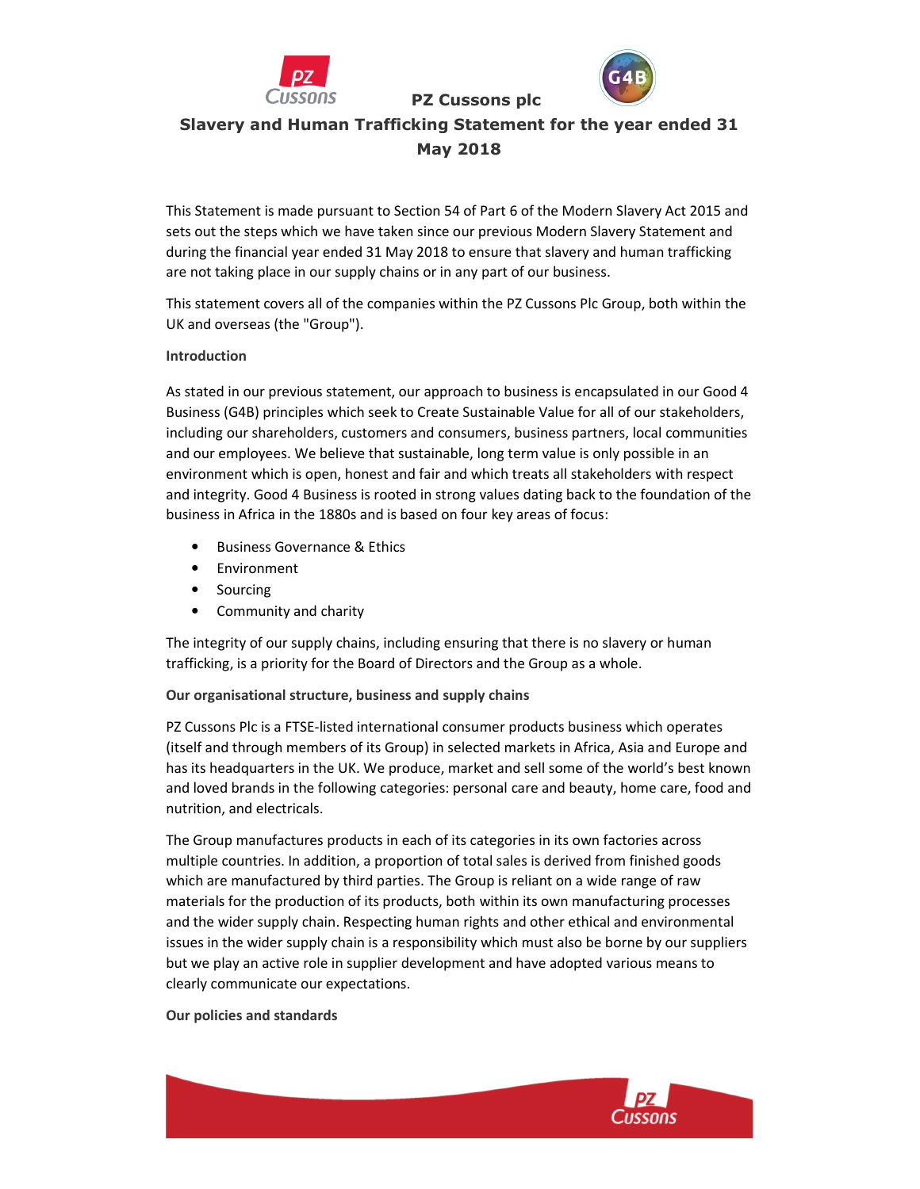# PZ Cussons plc

## Slavery and Human Trafficking Statement for the year ended 31 May 2018

This Statement is made pursuant to Section 54 of Part 6 of the Modern Slavery Act 2015 and sets out the steps which we have taken since our previous Modern Slavery Statement and during the financial year ended 31 May 2018 to ensure that slavery and human trafficking are not taking place in our supply chains or in any part of our business.

This statement covers all of the companies within the PZ Cussons Plc Group, both within the UK and overseas (the "Group").

**Introduction**

As stated in our previous statement, our approach to business is encapsulated in our Good 4 Business (G4B) principles which seek to Create Sustainable Value for all of our stakeholders, including our shareholders, customers and consumers, business partners, local communities and our employees. We believe that sustainable, long term value is only possible in an environment which is open, honest and fair and which treats all stakeholders with respect and integrity. Good 4 Business is rooted in strong values dating back to the foundation of the business in Africa in the 1880s and is based on four key areas of focus:

- Business Governance & Ethics
- Environment
- Sourcing
- Community and charity

The integrity of our supply chains, including ensuring that there is no slavery or human trafficking, is a priority for the Board of Directors and the Group as a whole.

**Our organisational structure, business and supply chains**

PZ Cussons Plc is a FTSE-listed international consumer products business which operates (itself and through members of its Group) in selected markets in Africa, Asia and Europe and has its headquarters in the UK. We produce, market and sell some of the world's best known and loved brands in the following categories: personal care and beauty, home care, food and nutrition, and electricals.

The Group manufactures products in each of its categories in its own factories across multiple countries. In addition, a proportion of total sales is derived from finished goods which are manufactured by third parties. The Group is reliant on a wide range of raw materials for the production of its products, both within its own manufacturing processes and the wider supply chain. Respecting human rights and other ethical and environmental issues in the wider supply chain is a responsibility which must also be borne by our suppliers but we play an active role in supplier development and have adopted various means to clearly communicate our expectations.

**Our policies and standards**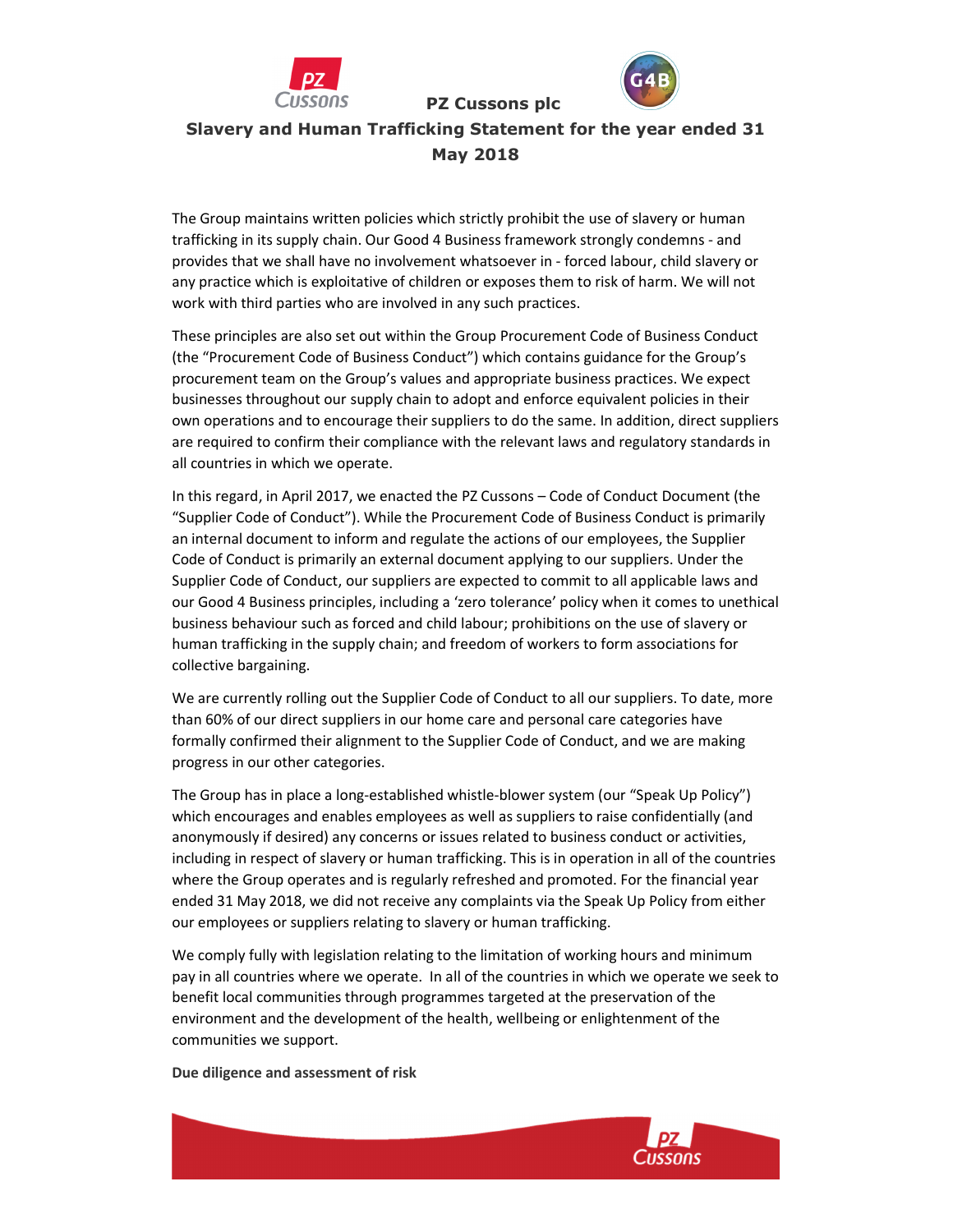# PZ Cussons plc

## Slavery and Human Trafficking Statement for the year ended 31 May 2018

The Group maintains written policies which strictly prohibit the use of slavery or human trafficking in its supply chain. Our Good 4 Business framework strongly condemns - and provides that we shall have no involvement whatsoever in - forced labour, child slavery or any practice which is exploitative of children or exposes them to risk of harm. We will not work with third parties who are involved in any such practices.

These principles are also set out within the Group Procurement Code of Business Conduct (the "Procurement Code of Business Conduct") which contains guidance for the Group's procurement team on the Group's values and appropriate business practices. We expect businesses throughout our supply chain to adopt and enforce equivalent policies in their own operations and to encourage their suppliers to do the same. In addition, direct suppliers are required to confirm their compliance with the relevant laws and regulatory standards in all countries in which we operate.

In this regard, in April 2017, we enacted the PZ Cussons – Code of Conduct Document (the "Supplier Code of Conduct"). While the Procurement Code of Business Conduct is primarily an internal document to inform and regulate the actions of our employees, the Supplier Code of Conduct is primarily an external document applying to our suppliers. Under the Supplier Code of Conduct, our suppliers are expected to commit to all applicable laws and our Good 4 Business principles, including a 'zero tolerance' policy when it comes to unethical business behaviour such as forced and child labour; prohibitions on the use of slavery or human trafficking in the supply chain; and freedom of workers to form associations for collective bargaining.

We are currently rolling out the Supplier Code of Conduct to all our suppliers. To date, more than 60% of our direct suppliers in our home care and personal care categories have formally confirmed their alignment to the Supplier Code of Conduct, and we are making progress in our other categories.

The Group has in place a long-established whistle-blower system (our "Speak Up Policy") which encourages and enables employees as well as suppliers to raise confidentially (and anonymously if desired) any concerns or issues related to business conduct or activities, including in respect of slavery or human trafficking. This is in operation in all of the countries where the Group operates and is regularly refreshed and promoted. For the financial year ended 31 May 2018, we did not receive any complaints via the Speak Up Policy from either our employees or suppliers relating to slavery or human trafficking.

We comply fully with legislation relating to the limitation of working hours and minimum pay in all countries where we operate. In all of the countries in which we operate we seek to benefit local communities through programmes targeted at the preservation of the environment and the development of the health, wellbeing or enlightenment of the communities we support.

**Due diligence and assessment of risk**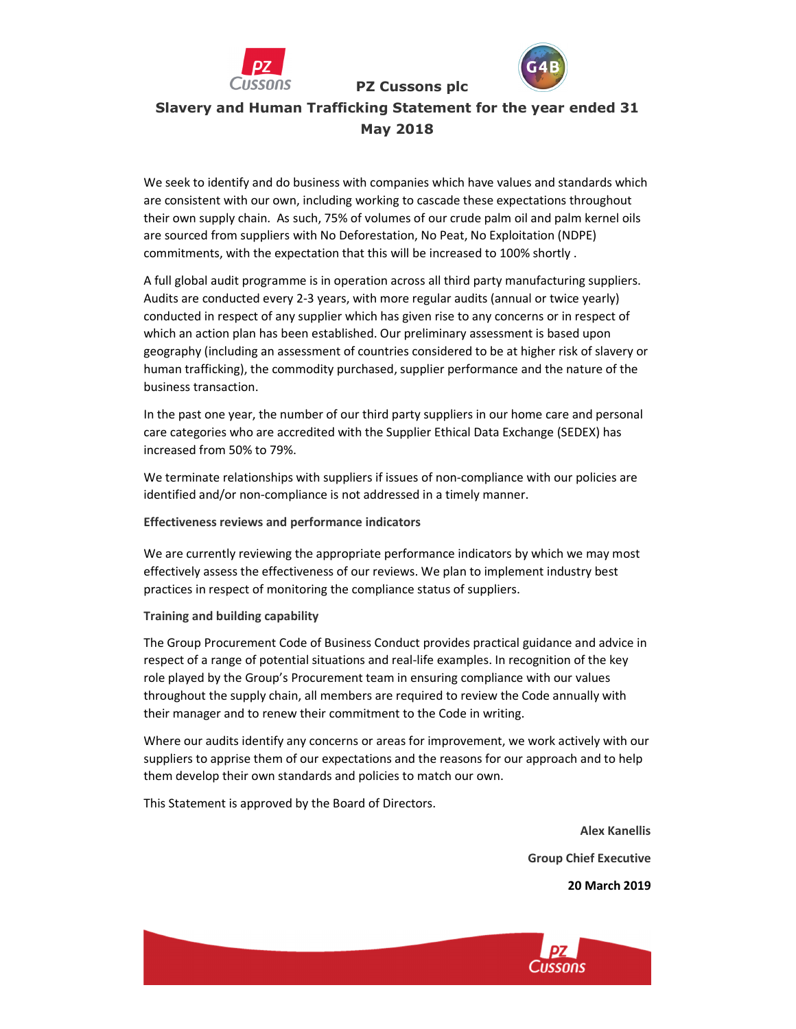**PZ Cussons plc**

**Slavery and Human Trafficking Statement for the year ended 31 May 2018**

We seek to identify and do business with companies which have values and standards which are consistent with our own, including working to cascade these expectations throughout their own supply chain. As such, 75% of volumes of our crude palm oil and palm kernel oils are sourced from suppliers with No Deforestation, No Peat, No Exploitation (NDPE) commitments, with the expectation that this will be increased to 100% shortly .

A full global audit programme is in operation across all third party manufacturing suppliers. Audits are conducted every 2-3 years, with more regular audits (annual or twice yearly) conducted in respect of any supplier which has given rise to any concerns or in respect of which an action plan has been established. Our preliminary assessment is based upon geography (including an assessment of countries considered to be at higher risk of slavery or human trafficking), the commodity purchased, supplier performance and the nature of the business transaction.

In the past one year, the number of our third party suppliers in our home care and personal care categories who are accredited with the Supplier Ethical Data Exchange (SEDEX) has increased from 50% to 79%.

We terminate relationships with suppliers if issues of non-compliance with our policies are identified and/or non-compliance is not addressed in a timely manner.

**Effectiveness reviews and performance indicators**

We are currently reviewing the appropriate performance indicators by which we may most effectively assess the effectiveness of our reviews. We plan to implement industry best practices in respect of monitoring the compliance status of suppliers.

**Training and building capability**

The Group Procurement Code of Business Conduct provides practical guidance and advice in respect of a range of potential situations and real-life examples. In recognition of the key role played by the Group's Procurement team in ensuring compliance with our values throughout the supply chain, all members are required to review the Code annually with their manager and to renew their commitment to the Code in writing.

Where our audits identify any concerns or areas for improvement, we work actively with our suppliers to apprise them of our expectations and the reasons for our approach and to help them develop their own standards and policies to match our own.

This Statement is approved by the Board of Directors.

**Alex Kanellis**

**Group Chief Executive**

**20 March 2019**